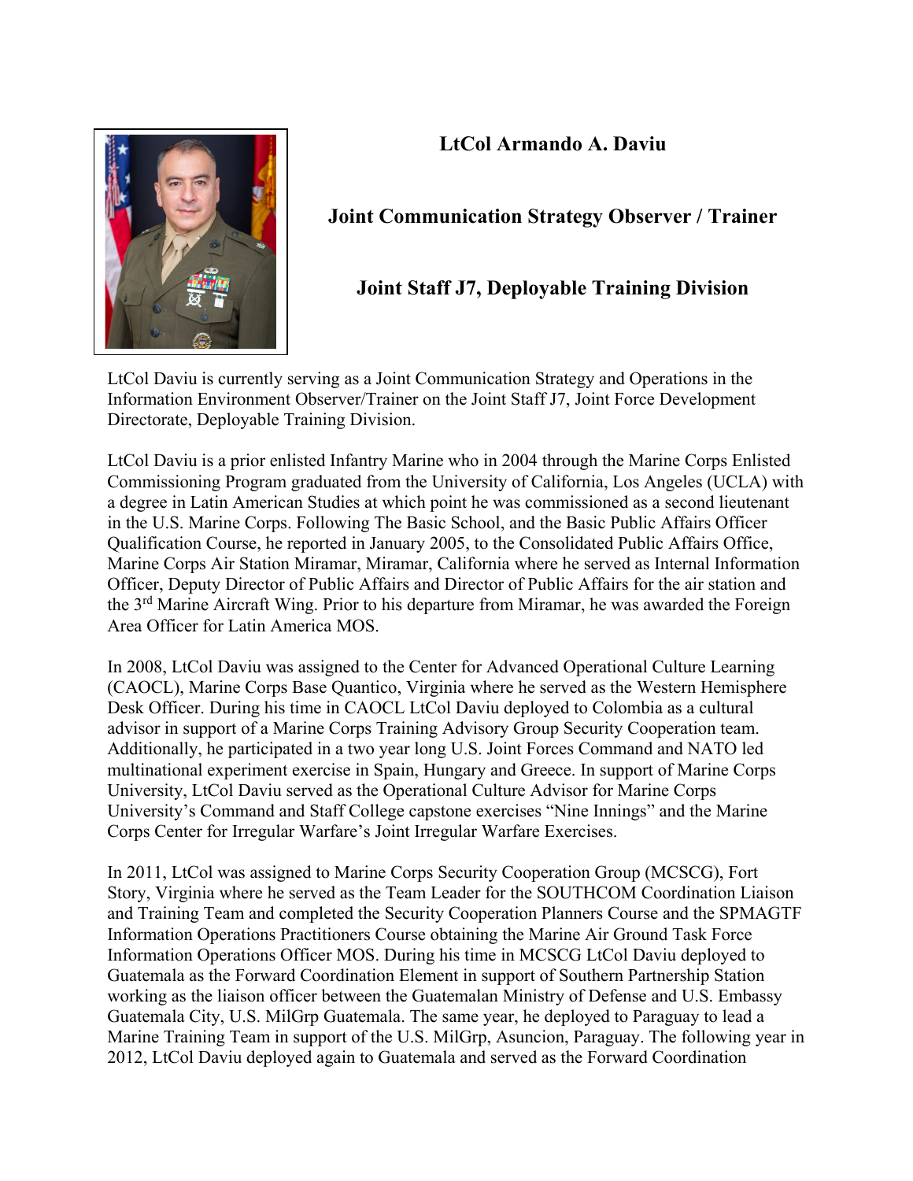# LtCol Armando A. Daviu

## Joint Communication Strategy Observer / Trainer

## Joint Staff J7, Deployable Training Division

LtCol Daviu is currently serving as a Joint Communication Strategy and Operations in the Information Environment Observer/Trainer on the Joint Staff J7, Joint Force Development Directorate, Deployable Training Division.

LtCol Daviu is a prior enlisted Infantry Marine who in 2004 through the Marine Corps Enlisted Commissioning Program graduated from the University of California, Los Angeles (UCLA) with a degree in Latin American Studies at which point he was commissioned as a second lieutenant in the U.S. Marine Corps. Following The Basic School, and the Basic Public Affairs Officer Qualification Course, he reported in January 2005, to the Consolidated Public Affairs Office, Marine Corps Air Station Miramar, Miramar, California where he served as Internal Information Officer, Deputy Director of Public Affairs and Director of Public Affairs for the air station and the 3rd Marine Aircraft Wing. Prior to his departure from Miramar, he was awarded the Foreign Area Officer for Latin America MOS.

In 2008, LtCol Daviu was assigned to the Center for Advanced Operational Culture Learning (CAOCL), Marine Corps Base Quantico, Virginia where he served as the Western Hemisphere Desk Officer. During his time in CAOCL LtCol Daviu deployed to Colombia as a cultural advisor in support of a Marine Corps Training Advisory Group Security Cooperation team. Additionally, he participated in a two year long U.S. Joint Forces Command and NATO led multinational experiment exercise in Spain, Hungary and Greece. In support of Marine Corps University, LtCol Daviu served as the Operational Culture Advisor for Marine Corps University's Command and Staff College capstone exercises "Nine Innings" and the Marine Corps Center for Irregular Warfare's Joint Irregular Warfare Exercises.

In 2011, LtCol was assigned to Marine Corps Security Cooperation Group (MCSCG), Fort Story, Virginia where he served as the Team Leader for the SOUTHCOM Coordination Liaison and Training Team and completed the Security Cooperation Planners Course and the SPMAGTF Information Operations Practitioners Course obtaining the Marine Air Ground Task Force Information Operations Officer MOS. During his time in MCSCG LtCol Daviu deployed to Guatemala as the Forward Coordination Element in support of Southern Partnership Station working as the liaison officer between the Guatemalan Ministry of Defense and U.S. Embassy Guatemala City, U.S. MilGrp Guatemala. The same year, he deployed to Paraguay to lead a Marine Training Team in support of the U.S. MilGrp, Asuncion, Paraguay. The following year in 2012, LtCol Daviu deployed again to Guatemala and served as the Forward Coordination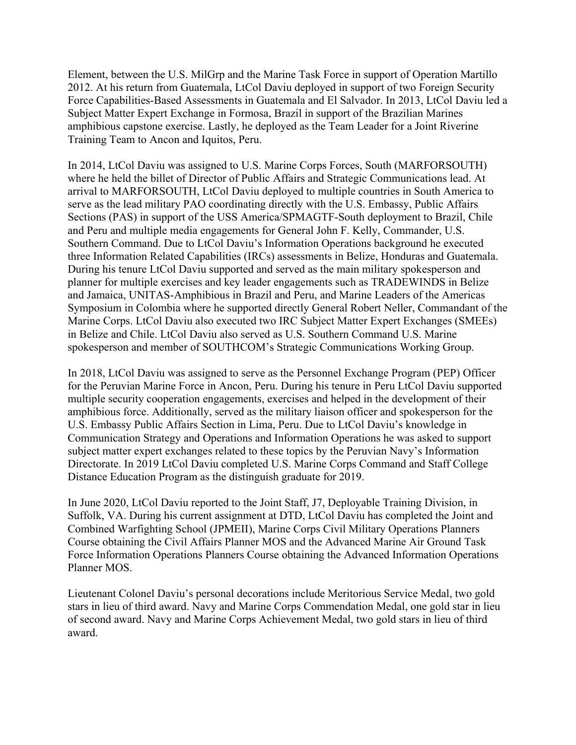Element, between the U.S. MilGrp and the Marine Task Force in support of Operation Martillo 2012. At his return from Guatemala, LtCol Daviu deployed in support of two Foreign Security Force Capabilities-Based Assessments in Guatemala and El Salvador. In 2013, LtCol Daviu led a Subject Matter Expert Exchange in Formosa, Brazil in support of the Brazilian Marines amphibious capstone exercise. Lastly, he deployed as the Team Leader for a Joint Riverine Training Team to Ancon and Iquitos, Peru.

In 2014, LtCol Daviu was assigned to U.S. Marine Corps Forces, South (MARFORSOUTH) where he held the billet of Director of Public Affairs and Strategic Communications lead. At arrival to MARFORSOUTH, LtCol Daviu deployed to multiple countries in South America to serve as the lead military PAO coordinating directly with the U.S. Embassy, Public Affairs Sections (PAS) in support of the USS America/SPMAGTF-South deployment to Brazil, Chile and Peru and multiple media engagements for General John F. Kelly, Commander, U.S. Southern Command. Due to LtCol Daviu's Information Operations background he executed three Information Related Capabilities (IRCs) assessments in Belize, Honduras and Guatemala. During his tenure LtCol Daviu supported and served as the main military spokesperson and planner for multiple exercises and key leader engagements such as TRADEWINDS in Belize and Jamaica, UNITAS-Amphibious in Brazil and Peru, and Marine Leaders of the Americas Symposium in Colombia where he supported directly General Robert Neller, Commandant of the Marine Corps. LtCol Daviu also executed two IRC Subject Matter Expert Exchanges (SMEEs) in Belize and Chile. LtCol Daviu also served as U.S. Southern Command U.S. Marine spokesperson and member of SOUTHCOM's Strategic Communications Working Group.

In 2018, LtCol Daviu was assigned to serve as the Personnel Exchange Program (PEP) Officer for the Peruvian Marine Force in Ancon, Peru. During his tenure in Peru LtCol Daviu supported multiple security cooperation engagements, exercises and helped in the development of their amphibious force. Additionally, served as the military liaison officer and spokesperson for the U.S. Embassy Public Affairs Section in Lima, Peru. Due to LtCol Daviu's knowledge in Communication Strategy and Operations and Information Operations he was asked to support subject matter expert exchanges related to these topics by the Peruvian Navy's Information Directorate. In 2019 LtCol Daviu completed U.S. Marine Corps Command and Staff College Distance Education Program as the distinguish graduate for 2019.

In June 2020, LtCol Daviu reported to the Joint Staff, J7, Deployable Training Division, in Suffolk, VA. During his current assignment at DTD, LtCol Daviu has completed the Joint and Combined Warfighting School (JPMEII), Marine Corps Civil Military Operations Planners Course obtaining the Civil Affairs Planner MOS and the Advanced Marine Air Ground Task Force Information Operations Planners Course obtaining the Advanced Information Operations Planner MOS.

Lieutenant Colonel Daviu's personal decorations include Meritorious Service Medal, two gold stars in lieu of third award. Navy and Marine Corps Commendation Medal, one gold star in lieu of second award. Navy and Marine Corps Achievement Medal, two gold stars in lieu of third award.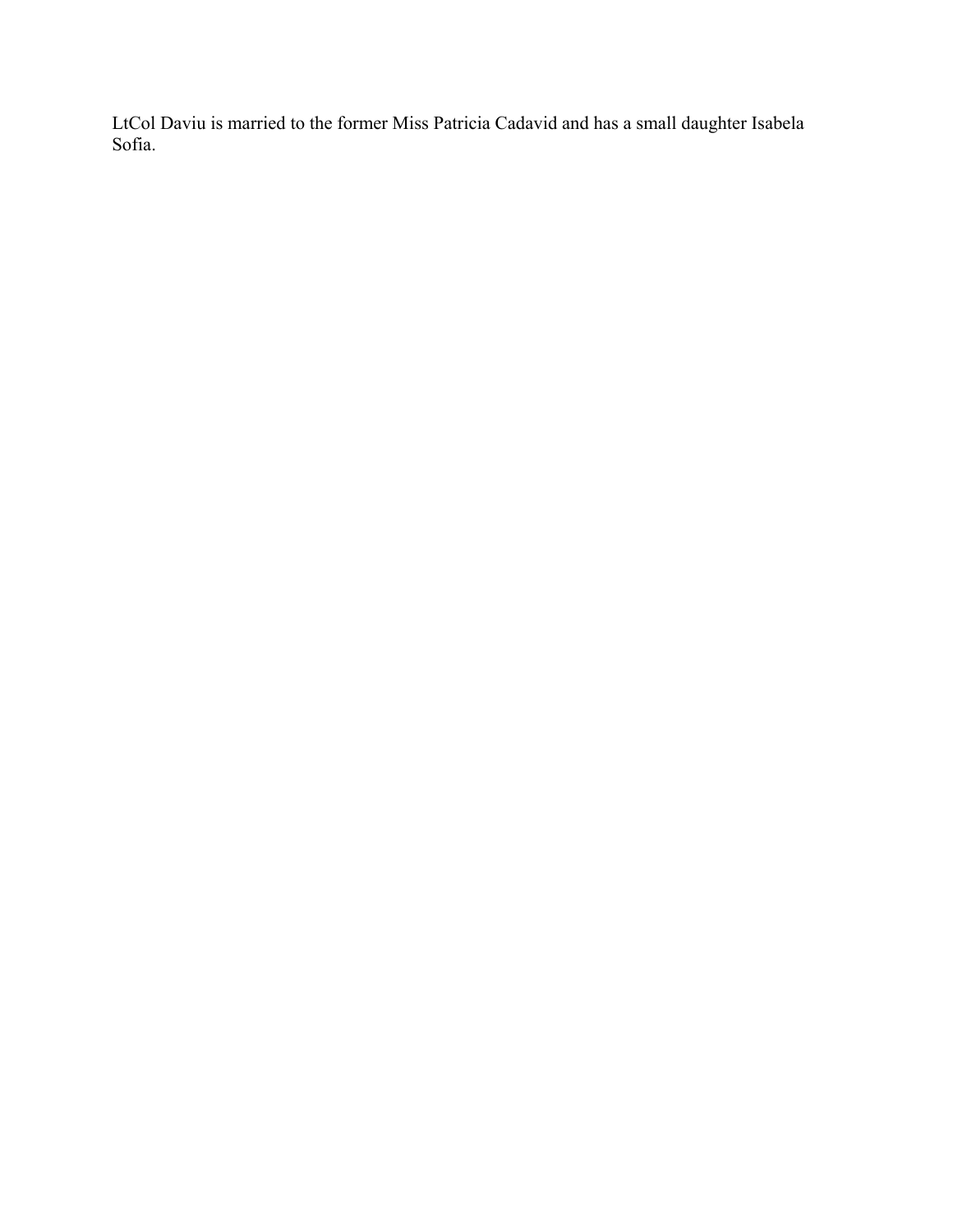LtCol Daviu is married to the former Miss Patricia Cadavid and has a small daughter Isabela Sofia.